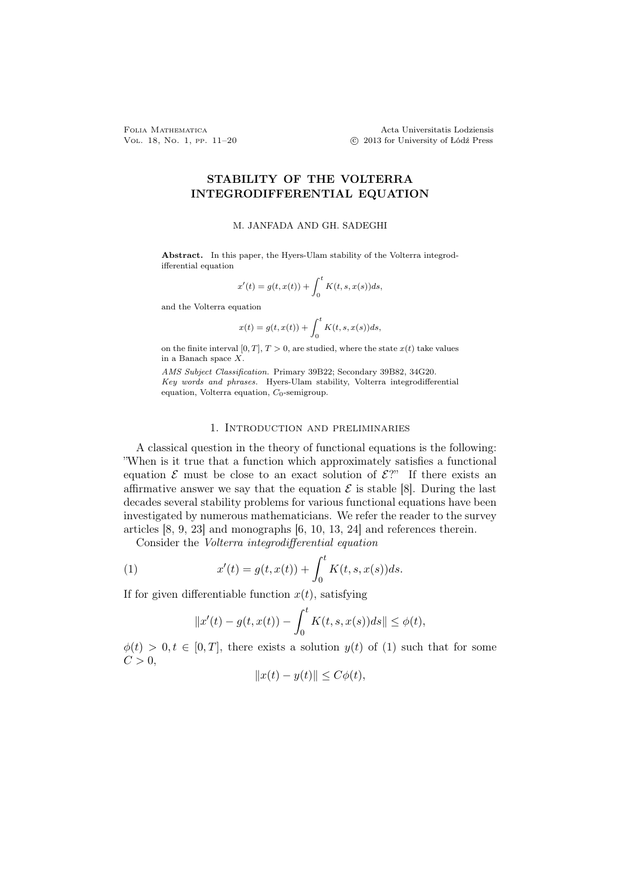# STABILITY OF THE VOLTERRA INTEGRODIFFERENTIAL EQUATION

M. JANFADA AND GH. SADEGHI

**Abstract.** In this paper, the Hyers-Ulam stability of the Volterra integrodifferential equation

$$x'(t) = g(t, x(t)) + \int_0^t K(t, s, x(s))ds,$$

and the Volterra equation

$$x(t) = g(t, x(t)) + \int_0^t K(t, s, x(s))ds,$$

on the finite interval $[0, T]$, $T > 0$, are studied, where the state $x(t)$ take values in a Banach space $X$.

*AMS Subject Classification.* Primary 39B22; Secondary 39B82, 34G20.

*Key words and phrases.* Hyers-Ulam stability, Volterra integrodifferential equation, Volterra equation, $C_0$-semigroup.

## 1. Introduction and preliminaries

A classical question in the theory of functional equations is the following: "When is it true that a function which approximately satisfies a functional equation $\mathcal{E}$ must be close to an exact solution of $\mathcal{E}$?" If there exists an affirmative answer we say that the equation $\mathcal{E}$ is stable [8]. During the last decades several stability problems for various functional equations have been investigated by numerous mathematicians. We refer the reader to the survey articles [8, 9, 23] and monographs [6, 10, 13, 24] and references therein.

Consider the *Volterra integrodifferential equation*

$$x'(t) = g(t, x(t)) + \int_0^t K(t, s, x(s))ds. \tag{1}$$

If for given differentiable function $x(t)$, satisfying

$$\|x'(t) - g(t, x(t)) - \int_0^t K(t, s, x(s))ds\| \leq \phi(t),$$

$\phi(t) > 0, t \in [0, T]$, there exists a solution $y(t)$ of (1) such that for some $C > 0$,

$$\|x(t) - y(t)\| \leq C\phi(t),$$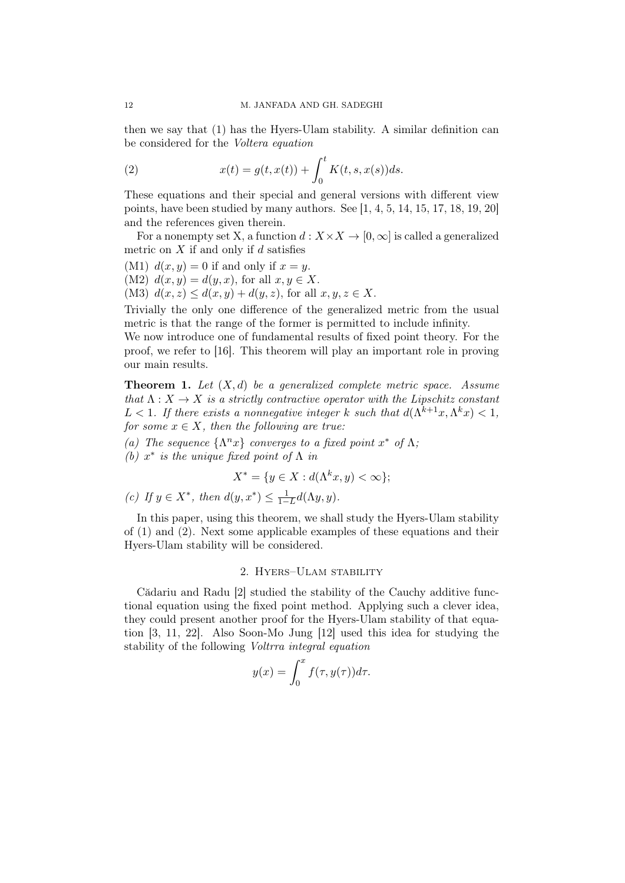then we say that (1) has the Hyers-Ulam stability. A similar definition can be considered for the *Voltera equation*

$$x(t) = g(t, x(t)) + \int_0^t K(t, s, x(s))ds. \tag{2}$$

These equations and their special and general versions with different view points, have been studied by many authors. See [1, 4, 5, 14, 15, 17, 18, 19, 20] and the references given therein.

For a nonempty set X, a function $d : X \times X \to [0, \infty]$ is called a generalized metric on $X$ if and only if $d$ satisfies

(M1) $d(x, y) = 0$ if and only if $x = y$.
(M2) $d(x, y) = d(y, x)$, for all $x, y \in X$.
(M3) $d(x, z) \leq d(x, y) + d(y, z)$, for all $x, y, z \in X$.

Trivially the only one difference of the generalized metric from the usual metric is that the range of the former is permitted to include infinity.
We now introduce one of fundamental results of fixed point theory. For the proof, we refer to [16]. This theorem will play an important role in proving our main results.

**Theorem 1.** *Let $(X, d)$ be a generalized complete metric space. Assume that $\Lambda : X \to X$ is a strictly contractive operator with the Lipschitz constant $L < 1$. If there exists a nonnegative integer $k$ such that $d(\Lambda^{k+1}x, \Lambda^k x) < 1$, for some $x \in X$, then the following are true:*

*(a) The sequence $\{\Lambda^n x\}$ converges to a fixed point $x^*$ of $\Lambda$;*
*(b) $x^*$ is the unique fixed point of $\Lambda$ in*

$$X^* = \{y \in X : d(\Lambda^k x, y) < \infty\};$$

*(c) If $y \in X^*$, then $d(y, x^*) \leq \frac{1}{1-L} d(\Lambda y, y)$.*

In this paper, using this theorem, we shall study the Hyers-Ulam stability of (1) and (2). Next some applicable examples of these equations and their Hyers-Ulam stability will be considered.

## 2. Hyers–Ulam stability

Cădariu and Radu [2] studied the stability of the Cauchy additive functional equation using the fixed point method. Applying such a clever idea, they could present another proof for the Hyers-Ulam stability of that equation [3, 11, 22]. Also Soon-Mo Jung [12] used this idea for studying the stability of the following *Voltrra integral equation*

$$y(x) = \int_0^x f(\tau, y(\tau))d\tau.$$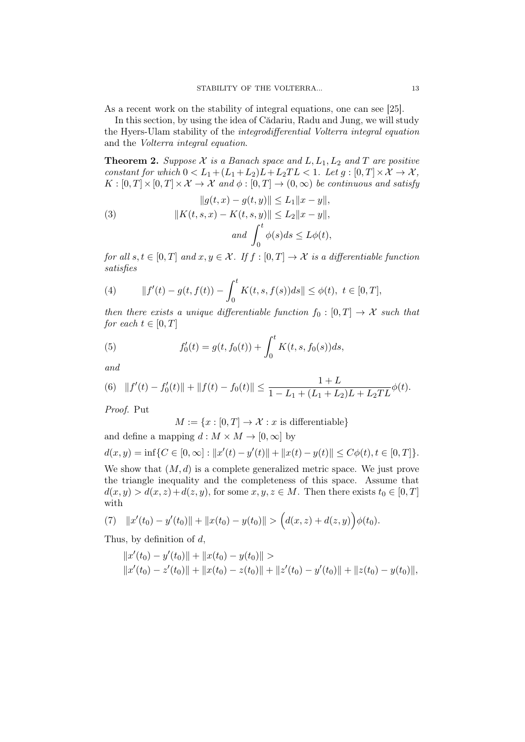As a recent work on the stability of integral equations, one can see [25].

In this section, by using the idea of Cădariu, Radu and Jung, we will study the Hyers-Ulam stability of the *integrodifferential Volterra integral equation* and the *Volterra integral equation*.

**Theorem 2.** *Suppose $\mathcal{X}$ is a Banach space and $L, L_1, L_2$ and $T$ are positive constant for which $0 < L_1 + (L_1 + L_2)L + L_2TL < 1$. Let $g : [0,T] \times \mathcal{X} \to \mathcal{X}$, $K : [0,T] \times [0,T] \times \mathcal{X} \to \mathcal{X}$ and $\phi : [0,T] \to (0,\infty)$ be continuous and satisfy*

$$
\begin{aligned}
\|g(t,x) - g(t,y)\| &\leq L_1\|x - y\|, \\
\|K(t,s,x) - K(t,s,y)\| &\leq L_2\|x - y\|, \qquad (3)\\
\text{and } \int_0^t \phi(s)ds &\leq L\phi(t),
\end{aligned}
$$

*for all $s, t \in [0,T]$ and $x, y \in \mathcal{X}$. If $f : [0,T] \to \mathcal{X}$ is a differentiable function satisfies*

$$
\|f'(t) - g(t, f(t)) - \int_0^t K(t,s,f(s))ds\| \leq \phi(t), \ t \in [0,T], \qquad (4)
$$

*then there exists a unique differentiable function $f_0 : [0,T] \to \mathcal{X}$ such that for each $t \in [0,T]$*

$$
f_0'(t) = g(t, f_0(t)) + \int_0^t K(t,s,f_0(s))ds, \qquad (5)
$$

*and*

$$
\|f'(t) - f_0'(t)\| + \|f(t) - f_0(t)\| \leq \frac{1 + L}{1 - L_1 + (L_1 + L_2)L + L_2TL}\phi(t). \qquad (6)
$$

*Proof.* Put

$$
M := \{x : [0,T] \to \mathcal{X} : x \text{ is differentiable}\}
$$

and define a mapping $d : M \times M \to [0,\infty]$ by

$$
d(x,y) = \inf\{C \in [0,\infty] : \|x'(t) - y'(t)\| + \|x(t) - y(t)\| \leq C\phi(t), t \in [0,T]\}.
$$

We show that $(M,d)$ is a complete generalized metric space. We just prove the triangle inequality and the completeness of this space. Assume that $d(x,y) > d(x,z) + d(z,y)$, for some $x, y, z \in M$. Then there exists $t_0 \in [0,T]$ with

$$
\|x'(t_0) - y'(t_0)\| + \|x(t_0) - y(t_0)\| > \Big(d(x,z) + d(z,y)\Big)\phi(t_0). \qquad (7)
$$

Thus, by definition of $d$,

$$
\begin{aligned}
&\|x'(t_0) - y'(t_0)\| + \|x(t_0) - y(t_0)\| > \\
&\|x'(t_0) - z'(t_0)\| + \|x(t_0) - z(t_0)\| + \|z'(t_0) - y'(t_0)\| + \|z(t_0) - y(t_0)\|,
\end{aligned}
$$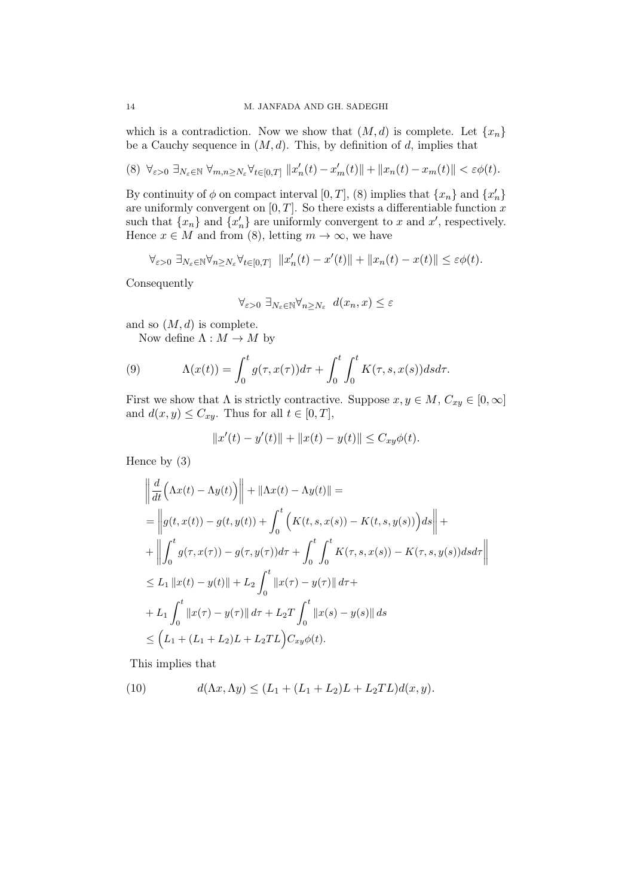which is a contradiction. Now we show that $(M, d)$ is complete. Let $\{x_n\}$ be a Cauchy sequence in $(M, d)$. This, by definition of $d$, implies that

$$\forall_{\varepsilon>0}\ \exists_{N_\varepsilon\in\mathbb{N}}\ \forall_{m,n\geq N_\varepsilon}\forall_{t\in[0,T]}\ \|x_n'(t)-x_m'(t)\|+\|x_n(t)-x_m(t)\|<\varepsilon\phi(t). \tag{8}$$

By continuity of $\phi$ on compact interval $[0, T]$, (8) implies that $\{x_n\}$ and $\{x_n'\}$ are uniformly convergent on $[0, T]$. So there exists a differentiable function $x$ such that $\{x_n\}$ and $\{x_n'\}$ are uniformly convergent to $x$ and $x'$, respectively. Hence $x \in M$ and from (8), letting $m \to \infty$, we have

$$\forall_{\varepsilon>0}\ \exists_{N_\varepsilon\in\mathbb{N}}\forall_{n\geq N_\varepsilon}\forall_{t\in[0,T]}\ \ \|x_n'(t)-x'(t)\|+\|x_n(t)-x(t)\|\leq\varepsilon\phi(t).$$

Consequently

$$\forall_{\varepsilon>0}\ \exists_{N_\varepsilon\in\mathbb{N}}\forall_{n\geq N_\varepsilon}\ \ d(x_n, x)\leq\varepsilon$$

and so $(M, d)$ is complete.

Now define $\Lambda : M \to M$ by

$$\Lambda(x(t))=\int_0^t g(\tau,x(\tau))d\tau+\int_0^t\int_0^t K(\tau,s,x(s))dsd\tau. \tag{9}$$

First we show that $\Lambda$ is strictly contractive. Suppose $x, y \in M$, $C_{xy} \in [0,\infty]$ and $d(x, y) \leq C_{xy}$. Thus for all $t \in [0, T]$,

$$\|x'(t)-y'(t)\|+\|x(t)-y(t)\|\leq C_{xy}\phi(t).$$

Hence by (3)

$$\begin{aligned}
&\left\|\frac{d}{dt}\Big(\Lambda x(t)-\Lambda y(t)\Big)\right\|+\|\Lambda x(t)-\Lambda y(t)\|=\\
&=\left\|g(t,x(t))-g(t,y(t))+\int_0^t\Big(K(t,s,x(s))-K(t,s,y(s))\Big)ds\right\|+\\
&+\left\|\int_0^t g(\tau,x(\tau))-g(\tau,y(\tau))d\tau+\int_0^t\int_0^t K(\tau,s,x(s))-K(\tau,s,y(s))dsd\tau\right\|\\
&\leq L_1\|x(t)-y(t)\|+L_2\int_0^t\|x(\tau)-y(\tau)\|\,d\tau+\\
&+L_1\int_0^t\|x(\tau)-y(\tau)\|\,d\tau+L_2T\int_0^t\|x(s)-y(s)\|\,ds\\
&\leq\Big(L_1+(L_1+L_2)L+L_2TL\Big)C_{xy}\phi(t).
\end{aligned}$$

This implies that

$$d(\Lambda x,\Lambda y)\leq(L_1+(L_1+L_2)L+L_2TL)d(x,y). \tag{10}$$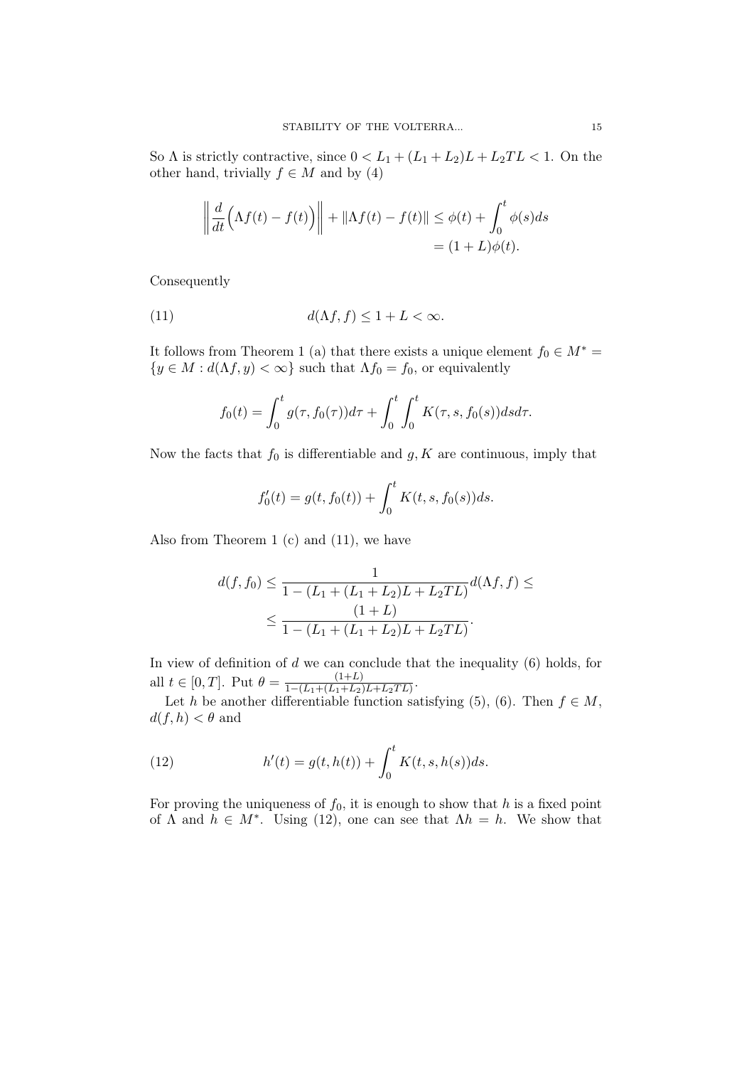So $\Lambda$ is strictly contractive, since $0 < L_1 + (L_1 + L_2)L + L_2 TL < 1$. On the other hand, trivially $f \in M$ and by (4)

$$\left\| \frac{d}{dt}\Big(\Lambda f(t) - f(t)\Big) \right\| + \|\Lambda f(t) - f(t)\| \leq \phi(t) + \int_0^t \phi(s) ds$$
$$= (1 + L)\phi(t).$$

Consequently

$$d(\Lambda f, f) \leq 1 + L < \infty. \tag{11}$$

It follows from Theorem 1 (a) that there exists a unique element $f_0 \in M^* = \{y \in M : d(\Lambda f, y) < \infty\}$ such that $\Lambda f_0 = f_0$, or equivalently

$$f_0(t) = \int_0^t g(\tau, f_0(\tau)) d\tau + \int_0^t \int_0^t K(\tau, s, f_0(s)) ds d\tau.$$

Now the facts that $f_0$ is differentiable and $g, K$ are continuous, imply that

$$f_0'(t) = g(t, f_0(t)) + \int_0^t K(t, s, f_0(s)) ds.$$

Also from Theorem 1 (c) and (11), we have

$$d(f, f_0) \leq \frac{1}{1 - (L_1 + (L_1 + L_2)L + L_2 TL)} d(\Lambda f, f) \leq$$
$$\leq \frac{(1 + L)}{1 - (L_1 + (L_1 + L_2)L + L_2 TL)}.$$

In view of definition of $d$ we can conclude that the inequality (6) holds, for all $t \in [0, T]$. Put $\theta = \frac{(1+L)}{1-(L_1+(L_1+L_2)L+L_2TL)}$.

Let $h$ be another differentiable function satisfying (5), (6). Then $f \in M$, $d(f, h) < \theta$ and

$$h'(t) = g(t, h(t)) + \int_0^t K(t, s, h(s)) ds. \tag{12}$$

For proving the uniqueness of $f_0$, it is enough to show that $h$ is a fixed point of $\Lambda$ and $h \in M^*$. Using (12), one can see that $\Lambda h = h$. We show that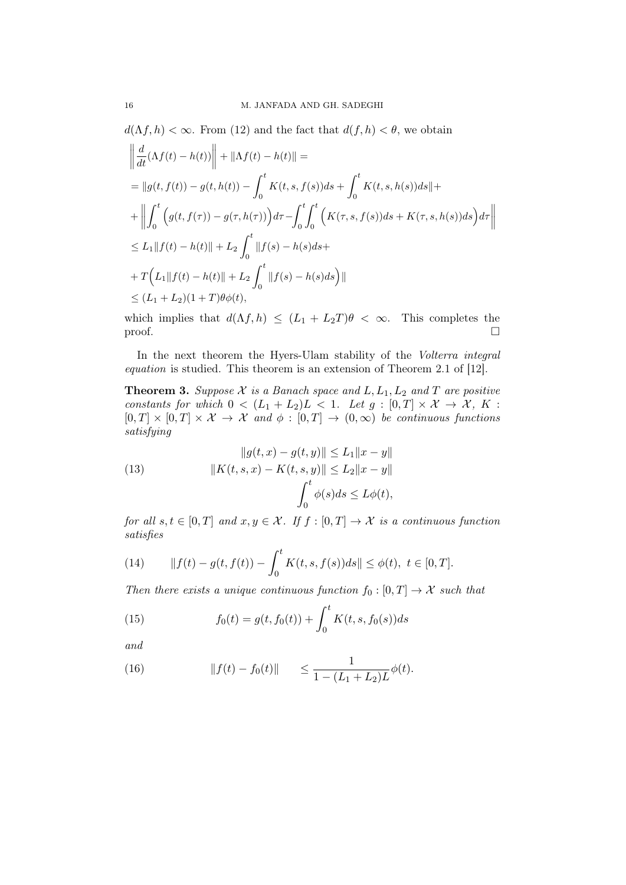$d(\Lambda f, h) < \infty$. From (12) and the fact that $d(f, h) < \theta$, we obtain

$$
\begin{aligned}
&\left\| \frac{d}{dt}(\Lambda f(t) - h(t)) \right\| + \|\Lambda f(t) - h(t)\| = \\
&= \|g(t, f(t)) - g(t, h(t)) - \int_0^t K(t, s, f(s))ds + \int_0^t K(t, s, h(s))ds\| + \\
&+ \left\| \int_0^t \Big( g(t, f(\tau)) - g(\tau, h(\tau)) \Big) d\tau - \int_0^t \int_0^t \Big( K(\tau, s, f(s))ds + K(\tau, s, h(s))ds \Big) d\tau \right\| \\
&\leq L_1 \|f(t) - h(t)\| + L_2 \int_0^t \|f(s) - h(s)ds + \\
&+ T \Big( L_1 \|f(t) - h(t)\| + L_2 \int_0^t \|f(s) - h(s)ds \Big) \| \\
&\leq (L_1 + L_2)(1 + T)\theta\phi(t),
\end{aligned}
$$

which implies that $d(\Lambda f, h) \leq (L_1 + L_2 T)\theta < \infty$. This completes the proof. $\square$

In the next theorem the Hyers-Ulam stability of the *Volterra integral equation* is studied. This theorem is an extension of Theorem 2.1 of [12].

**Theorem 3.** *Suppose $\mathcal{X}$ is a Banach space and $L, L_1, L_2$ and $T$ are positive constants for which $0 < (L_1 + L_2)L < 1$. Let $g : [0, T] \times \mathcal{X} \to \mathcal{X}$, $K : [0, T] \times [0, T] \times \mathcal{X} \to \mathcal{X}$ and $\phi : [0, T] \to (0, \infty)$ be continuous functions satisfying*

$$
\begin{aligned}
&\|g(t, x) - g(t, y)\| \leq L_1 \|x - y\| \\
&\|K(t, s, x) - K(t, s, y)\| \leq L_2 \|x - y\| \qquad (13) \\
&\int_0^t \phi(s)ds \leq L\phi(t),
\end{aligned}
$$

*for all $s, t \in [0, T]$ and $x, y \in \mathcal{X}$. If $f : [0, T] \to \mathcal{X}$ is a continuous function satisfies*

$$
\|f(t) - g(t, f(t)) - \int_0^t K(t, s, f(s))ds\| \leq \phi(t), \ t \in [0, T]. \qquad (14)
$$

*Then there exists a unique continuous function $f_0 : [0, T] \to \mathcal{X}$ such that*

$$
f_0(t) = g(t, f_0(t)) + \int_0^t K(t, s, f_0(s))ds \qquad (15)
$$

*and*

$$
\|f(t) - f_0(t)\| \quad \leq \frac{1}{1 - (L_1 + L_2)L}\phi(t). \qquad (16)
$$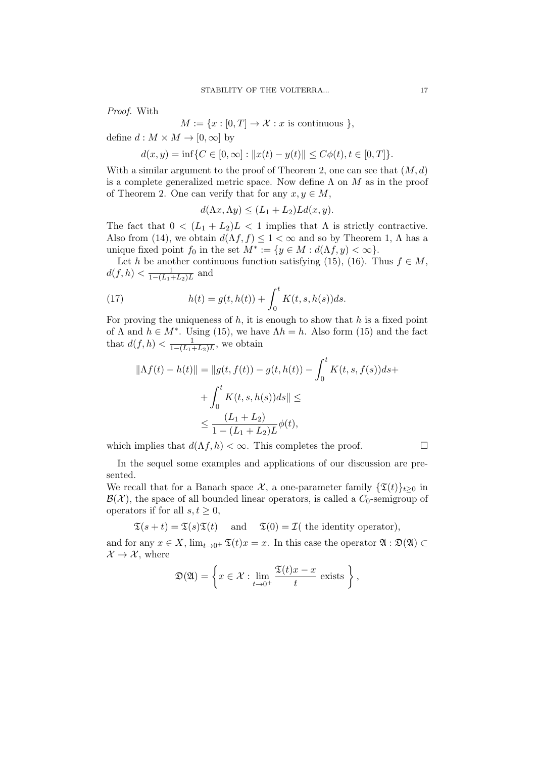*Proof.* With

$$M := \{x : [0, T] \to \mathcal{X} : x \text{ is continuous }\},$$

define $d : M \times M \to [0, \infty]$ by

$$d(x, y) = \inf\{C \in [0, \infty] : \|x(t) - y(t)\| \leq C\phi(t), t \in [0, T]\}.$$

With a similar argument to the proof of Theorem 2, one can see that $(M, d)$ is a complete generalized metric space. Now define $\Lambda$ on $M$ as in the proof of Theorem 2. One can verify that for any $x, y \in M$,

$$d(\Lambda x, \Lambda y) \leq (L_1 + L_2)L d(x, y).$$

The fact that $0 < (L_1 + L_2)L < 1$ implies that $\Lambda$ is strictly contractive. Also from (14), we obtain $d(\Lambda f, f) \leq 1 < \infty$ and so by Theorem 1, $\Lambda$ has a unique fixed point $f_0$ in the set $M^* := \{y \in M : d(\Lambda f, y) < \infty\}$.

Let $h$ be another continuous function satisfying (15), (16). Thus $f \in M$, $d(f, h) < \frac{1}{1-(L_1+L_2)L}$ and

$$h(t) = g(t, h(t)) + \int_0^t K(t, s, h(s))ds. \tag{17}$$

For proving the uniqueness of $h$, it is enough to show that $h$ is a fixed point of $\Lambda$ and $h \in M^*$. Using (15), we have $\Lambda h = h$. Also form (15) and the fact that $d(f, h) < \frac{1}{1-(L_1+L_2)L}$, we obtain

$$\begin{aligned} \|\Lambda f(t) - h(t)\| = \|g(t, f(t)) - g(t, h(t)) - \int_0^t K(t, s, f(s))ds + \\ + \int_0^t K(t, s, h(s))ds\| \leq \\ \leq \frac{(L_1 + L_2)}{1 - (L_1 + L_2)L}\phi(t), \end{aligned}$$

which implies that $d(\Lambda f, h) < \infty$. This completes the proof. $\square$

In the sequel some examples and applications of our discussion are presented.

We recall that for a Banach space $\mathcal{X}$, a one-parameter family $\{\mathfrak{T}(t)\}_{t\geq 0}$ in $\mathcal{B}(\mathcal{X})$, the space of all bounded linear operators, is called a $C_0$-semigroup of operators if for all $s, t \geq 0$,

$$\mathfrak{T}(s + t) = \mathfrak{T}(s)\mathfrak{T}(t) \quad \text{and} \quad \mathfrak{T}(0) = \mathcal{I}(\text{ the identity operator}),$$

and for any $x \in X$, $\lim_{t\to 0^+} \mathfrak{T}(t)x = x$. In this case the operator $\mathfrak{A} : \mathfrak{D}(\mathfrak{A}) \subset \mathcal{X} \to \mathcal{X}$, where

$$\mathfrak{D}(\mathfrak{A}) = \left\{x \in \mathcal{X} : \lim_{t\to 0^+} \frac{\mathfrak{T}(t)x - x}{t} \text{ exists }\right\},$$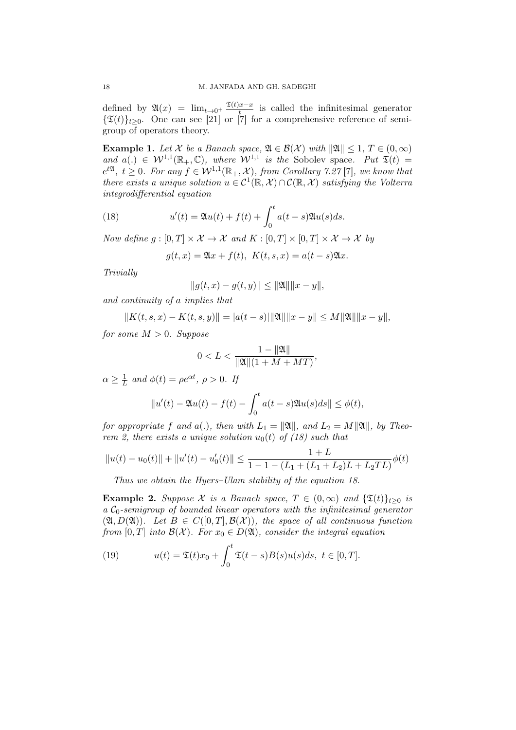defined by $\mathfrak{A}(x) = \lim_{t\to 0^+} \frac{\mathfrak{T}(t)x - x}{t}$ is called the infinitesimal generator $\{\mathfrak{T}(t)\}_{t\geq 0}$. One can see [21] or [7] for a comprehensive reference of semigroup of operators theory.

**Example 1.** *Let $\mathcal{X}$ be a Banach space, $\mathfrak{A} \in \mathcal{B}(\mathcal{X})$ with $\|\mathfrak{A}\| \leq 1$, $T \in (0, \infty)$ and $a(.) \in \mathcal{W}^{1,1}(\mathbb{R}_+, \mathbb{C})$, where $\mathcal{W}^{1,1}$ is the* Sobolev space. *Put $\mathfrak{T}(t) = e^{t\mathfrak{A}}$, $t \geq 0$. For any $f \in \mathcal{W}^{1,1}(\mathbb{R}_+, \mathcal{X})$, from Corollary 7.27 [7], we know that there exists a unique solution $u \in \mathcal{C}^1(\mathbb{R}, \mathcal{X}) \cap \mathcal{C}(\mathbb{R}, \mathcal{X})$ satisfying the Volterra integrodifferential equation*

$$u'(t) = \mathfrak{A}u(t) + f(t) + \int_0^t a(t-s)\mathfrak{A}u(s)ds. \tag{18}$$

*Now define $g : [0, T] \times \mathcal{X} \to \mathcal{X}$ and $K : [0, T] \times [0, T] \times \mathcal{X} \to \mathcal{X}$ by*

$$g(t, x) = \mathfrak{A}x + f(t), \;\; K(t, s, x) = a(t-s)\mathfrak{A}x.$$

*Trivially*

$$\|g(t, x) - g(t, y)\| \leq \|\mathfrak{A}\|\|x - y\|,$$

*and continuity of $a$ implies that*

$$\|K(t, s, x) - K(t, s, y)\| = |a(t-s)|\|\mathfrak{A}\|\|x - y\| \leq M\|\mathfrak{A}\|\|x - y\|,$$

*for some $M > 0$. Suppose*

$$0 < L < \frac{1 - \|\mathfrak{A}\|}{\|\mathfrak{A}\|(1 + M + MT)},$$

*$\alpha \geq \frac{1}{L}$ and $\phi(t) = \rho e^{\alpha t}$, $\rho > 0$. If*

$$\|u'(t) - \mathfrak{A}u(t) - f(t) - \int_0^t a(t-s)\mathfrak{A}u(s)ds\| \leq \phi(t),$$

*for appropriate $f$ and $a(.)$, then with $L_1 = \|\mathfrak{A}\|$, and $L_2 = M\|\mathfrak{A}\|$, by Theorem 2, there exists a unique solution $u_0(t)$ of (18) such that*

$$\|u(t) - u_0(t)\| + \|u'(t) - u_0'(t)\| \leq \frac{1 + L}{1 - 1 - (L_1 + (L_1 + L_2)L + L_2TL)}\phi(t)$$

*Thus we obtain the Hyers–Ulam stability of the equation 18.*

**Example 2.** *Suppose $\mathcal{X}$ is a Banach space, $T \in (0, \infty)$ and $\{\mathfrak{T}(t)\}_{t\geq 0}$ is a $\mathcal{C}_0$-semigroup of bounded linear operators with the infinitesimal generator $(\mathfrak{A}, D(\mathfrak{A}))$. Let $B \in C([0, T], \mathcal{B}(\mathcal{X}))$, the space of all continuous function from $[0, T]$ into $\mathcal{B}(\mathcal{X})$. For $x_0 \in D(\mathfrak{A})$, consider the integral equation*

$$u(t) = \mathfrak{T}(t)x_0 + \int_0^t \mathfrak{T}(t-s)B(s)u(s)ds, \;\; t \in [0, T]. \tag{19}$$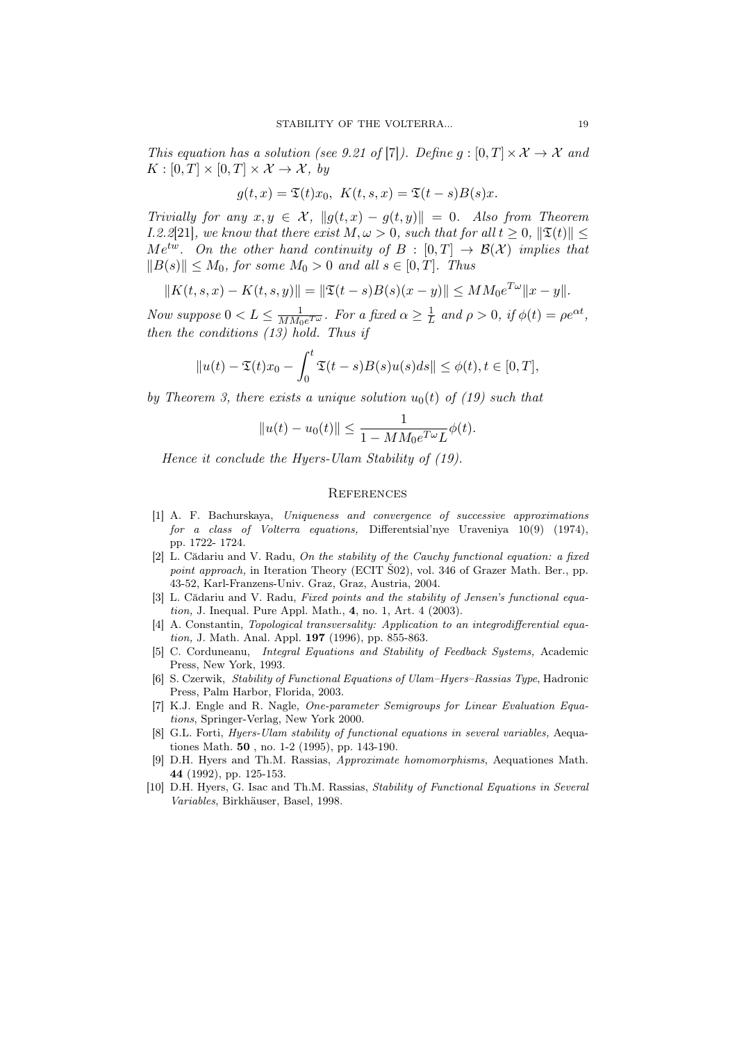*This equation has a solution (see 9.21 of* [7]*). Define $g : [0,T]\times\mathcal{X} \to \mathcal{X}$ and $K : [0,T]\times[0,T]\times\mathcal{X}\to\mathcal{X}$, by*

$$g(t,x) = \mathfrak{T}(t)x_0,\ K(t,s,x) = \mathfrak{T}(t-s)B(s)x.$$

*Trivially for any $x, y \in \mathcal{X}$, $\|g(t,x) - g(t,y)\| = 0$. Also from Theorem I.2.2*[21]*, we know that there exist $M, \omega > 0$, such that for all $t \geq 0$, $\|\mathfrak{T}(t)\| \leq Me^{tw}$. On the other hand continuity of $B : [0,T] \to \mathcal{B}(\mathcal{X})$ implies that $\|B(s)\| \leq M_0$, for some $M_0 > 0$ and all $s \in [0,T]$. Thus*

$$\|K(t,s,x) - K(t,s,y)\| = \|\mathfrak{T}(t-s)B(s)(x-y)\| \leq MM_0e^{T\omega}\|x-y\|.$$

*Now suppose $0 < L \leq \frac{1}{MM_0e^{T\omega}}$. For a fixed $\alpha \geq \frac{1}{L}$ and $\rho > 0$, if $\phi(t) = \rho e^{\alpha t}$, then the conditions (13) hold. Thus if*

$$\|u(t) - \mathfrak{T}(t)x_0 - \int_0^t \mathfrak{T}(t-s)B(s)u(s)ds\| \leq \phi(t), t \in [0,T],$$

*by Theorem 3, there exists a unique solution $u_0(t)$ of (19) such that*

$$\|u(t) - u_0(t)\| \leq \frac{1}{1 - MM_0e^{T\omega}L}\phi(t).$$

*Hence it conclude the Hyers-Ulam Stability of (19).*

## References

[1] A. F. Bachurskaya, *Uniqueness and convergence of successive approximations for a class of Volterra equations,* Differentsial'nye Uraveniya 10(9) (1974), pp. 1722- 1724.

[2] L. Cădariu and V. Radu, *On the stability of the Cauchy functional equation: a fixed point approach,* in Iteration Theory (ECIT Š02), vol. 346 of Grazer Math. Ber., pp. 43-52, Karl-Franzens-Univ. Graz, Graz, Austria, 2004.

[3] L. Cădariu and V. Radu, *Fixed points and the stability of Jensen's functional equation,* J. Inequal. Pure Appl. Math., **4**, no. 1, Art. 4 (2003).

[4] A. Constantin, *Topological transversality: Application to an integrodifferential equation,* J. Math. Anal. Appl. **197** (1996), pp. 855-863.

[5] C. Corduneanu, *Integral Equations and Stability of Feedback Systems,* Academic Press, New York, 1993.

[6] S. Czerwik, *Stability of Functional Equations of Ulam–Hyers–Rassias Type*, Hadronic Press, Palm Harbor, Florida, 2003.

[7] K.J. Engle and R. Nagle, *One-parameter Semigroups for Linear Evaluation Equations*, Springer-Verlag, New York 2000.

[8] G.L. Forti, *Hyers-Ulam stability of functional equations in several variables,* Aequationes Math. **50** , no. 1-2 (1995), pp. 143-190.

[9] D.H. Hyers and Th.M. Rassias, *Approximate homomorphisms*, Aequationes Math. **44** (1992), pp. 125-153.

[10] D.H. Hyers, G. Isac and Th.M. Rassias, *Stability of Functional Equations in Several Variables*, Birkhäuser, Basel, 1998.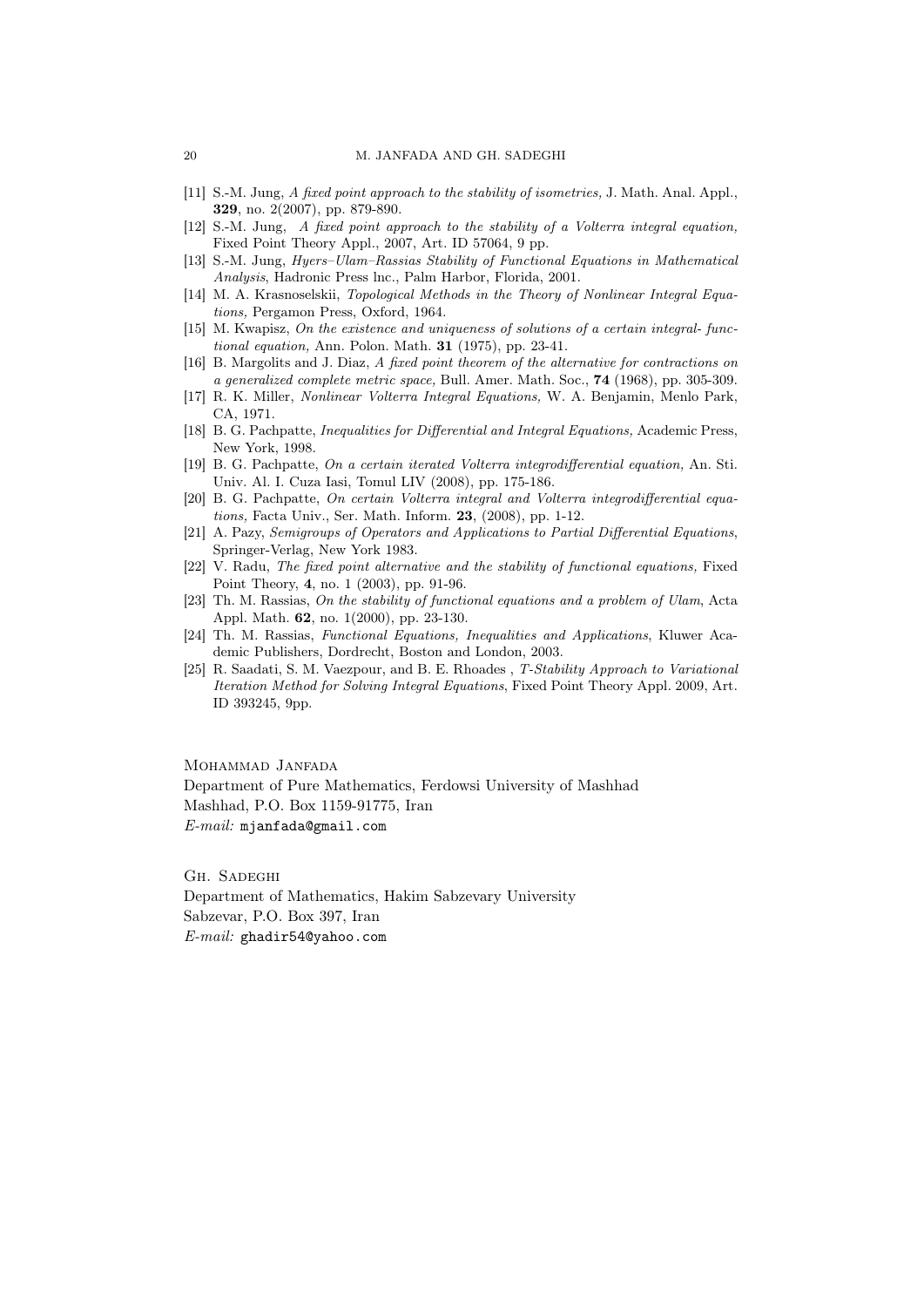[11] S.-M. Jung, *A fixed point approach to the stability of isometries,* J. Math. Anal. Appl., **329**, no. 2(2007), pp. 879-890.

[12] S.-M. Jung, *A fixed point approach to the stability of a Volterra integral equation,* Fixed Point Theory Appl., 2007, Art. ID 57064, 9 pp.

[13] S.-M. Jung, *Hyers–Ulam–Rassias Stability of Functional Equations in Mathematical Analysis*, Hadronic Press lnc., Palm Harbor, Florida, 2001.

[14] M. A. Krasnoselskii, *Topological Methods in the Theory of Nonlinear Integral Equations,* Pergamon Press, Oxford, 1964.

[15] M. Kwapisz, *On the existence and uniqueness of solutions of a certain integral- functional equation,* Ann. Polon. Math. **31** (1975), pp. 23-41.

[16] B. Margolits and J. Diaz, *A fixed point theorem of the alternative for contractions on a generalized complete metric space,* Bull. Amer. Math. Soc., **74** (1968), pp. 305-309.

[17] R. K. Miller, *Nonlinear Volterra Integral Equations,* W. A. Benjamin, Menlo Park, CA, 1971.

[18] B. G. Pachpatte, *Inequalities for Differential and Integral Equations,* Academic Press, New York, 1998.

[19] B. G. Pachpatte, *On a certain iterated Volterra integrodifferential equation,* An. Sti. Univ. Al. I. Cuza Iasi, Tomul LIV (2008), pp. 175-186.

[20] B. G. Pachpatte, *On certain Volterra integral and Volterra integrodifferential equations,* Facta Univ., Ser. Math. Inform. **23**, (2008), pp. 1-12.

[21] A. Pazy, *Semigroups of Operators and Applications to Partial Differential Equations*, Springer-Verlag, New York 1983.

[22] V. Radu, *The fixed point alternative and the stability of functional equations,* Fixed Point Theory, **4**, no. 1 (2003), pp. 91-96.

[23] Th. M. Rassias, *On the stability of functional equations and a problem of Ulam*, Acta Appl. Math. **62**, no. 1(2000), pp. 23-130.

[24] Th. M. Rassias, *Functional Equations, Inequalities and Applications*, Kluwer Academic Publishers, Dordrecht, Boston and London, 2003.

[25] R. Saadati, S. M. Vaezpour, and B. E. Rhoades , *T-Stability Approach to Variational Iteration Method for Solving Integral Equations*, Fixed Point Theory Appl. 2009, Art. ID 393245, 9pp.

Mohammad Janfada

Department of Pure Mathematics, Ferdowsi University of Mashhad

Mashhad, P.O. Box 1159-91775, Iran

*E-mail:* mjanfada@gmail.com

Gh. Sadeghi

Department of Mathematics, Hakim Sabzevary University

Sabzevar, P.O. Box 397, Iran

*E-mail:* ghadir54@yahoo.com